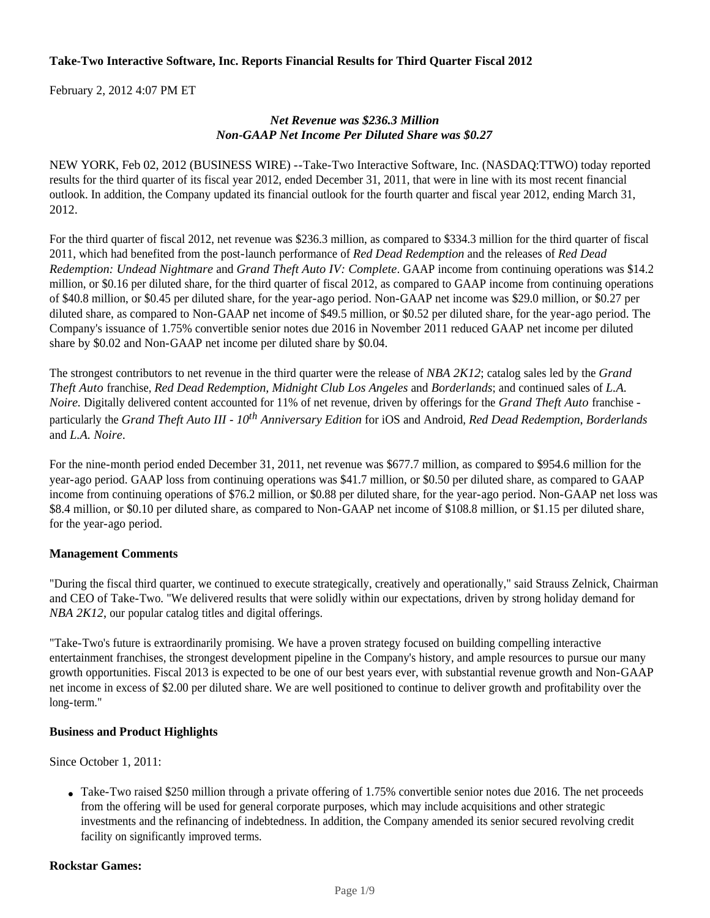**Take-Two Interactive Software, Inc. Reports Financial Results for Third Quarter Fiscal 2012**

February 2, 2012 4:07 PM ET

***Net Revenue was $236.3 Million***
***Non-GAAP Net Income Per Diluted Share was $0.27***

NEW YORK, Feb 02, 2012 (BUSINESS WIRE) --Take-Two Interactive Software, Inc. (NASDAQ:TTWO) today reported results for the third quarter of its fiscal year 2012, ended December 31, 2011, that were in line with its most recent financial outlook. In addition, the Company updated its financial outlook for the fourth quarter and fiscal year 2012, ending March 31, 2012.

For the third quarter of fiscal 2012, net revenue was $236.3 million, as compared to $334.3 million for the third quarter of fiscal 2011, which had benefited from the post-launch performance of *Red Dead Redemption* and the releases of *Red Dead Redemption: Undead Nightmare* and *Grand Theft Auto IV: Complete*. GAAP income from continuing operations was $14.2 million, or $0.16 per diluted share, for the third quarter of fiscal 2012, as compared to GAAP income from continuing operations of $40.8 million, or $0.45 per diluted share, for the year-ago period. Non-GAAP net income was $29.0 million, or $0.27 per diluted share, as compared to Non-GAAP net income of $49.5 million, or $0.52 per diluted share, for the year-ago period. The Company's issuance of 1.75% convertible senior notes due 2016 in November 2011 reduced GAAP net income per diluted share by $0.02 and Non-GAAP net income per diluted share by $0.04.

The strongest contributors to net revenue in the third quarter were the release of *NBA 2K12*; catalog sales led by the *Grand Theft Auto* franchise, *Red Dead Redemption, Midnight Club Los Angeles* and *Borderlands*; and continued sales of *L.A. Noire.* Digitally delivered content accounted for 11% of net revenue, driven by offerings for the *Grand Theft Auto* franchise - particularly the *Grand Theft Auto III - 10th Anniversary Edition* for iOS and Android, *Red Dead Redemption*, *Borderlands* and *L.A. Noire*.

For the nine-month period ended December 31, 2011, net revenue was $677.7 million, as compared to $954.6 million for the year-ago period. GAAP loss from continuing operations was $41.7 million, or $0.50 per diluted share, as compared to GAAP income from continuing operations of $76.2 million, or $0.88 per diluted share, for the year-ago period. Non-GAAP net loss was $8.4 million, or $0.10 per diluted share, as compared to Non-GAAP net income of $108.8 million, or $1.15 per diluted share, for the year-ago period.

**Management Comments**

"During the fiscal third quarter, we continued to execute strategically, creatively and operationally," said Strauss Zelnick, Chairman and CEO of Take-Two. "We delivered results that were solidly within our expectations, driven by strong holiday demand for *NBA 2K12*, our popular catalog titles and digital offerings.

"Take-Two's future is extraordinarily promising. We have a proven strategy focused on building compelling interactive entertainment franchises, the strongest development pipeline in the Company's history, and ample resources to pursue our many growth opportunities. Fiscal 2013 is expected to be one of our best years ever, with substantial revenue growth and Non-GAAP net income in excess of $2.00 per diluted share. We are well positioned to continue to deliver growth and profitability over the long-term."

**Business and Product Highlights**

Since October 1, 2011:

- Take-Two raised $250 million through a private offering of 1.75% convertible senior notes due 2016. The net proceeds from the offering will be used for general corporate purposes, which may include acquisitions and other strategic investments and the refinancing of indebtedness. In addition, the Company amended its senior secured revolving credit facility on significantly improved terms.

**Rockstar Games:**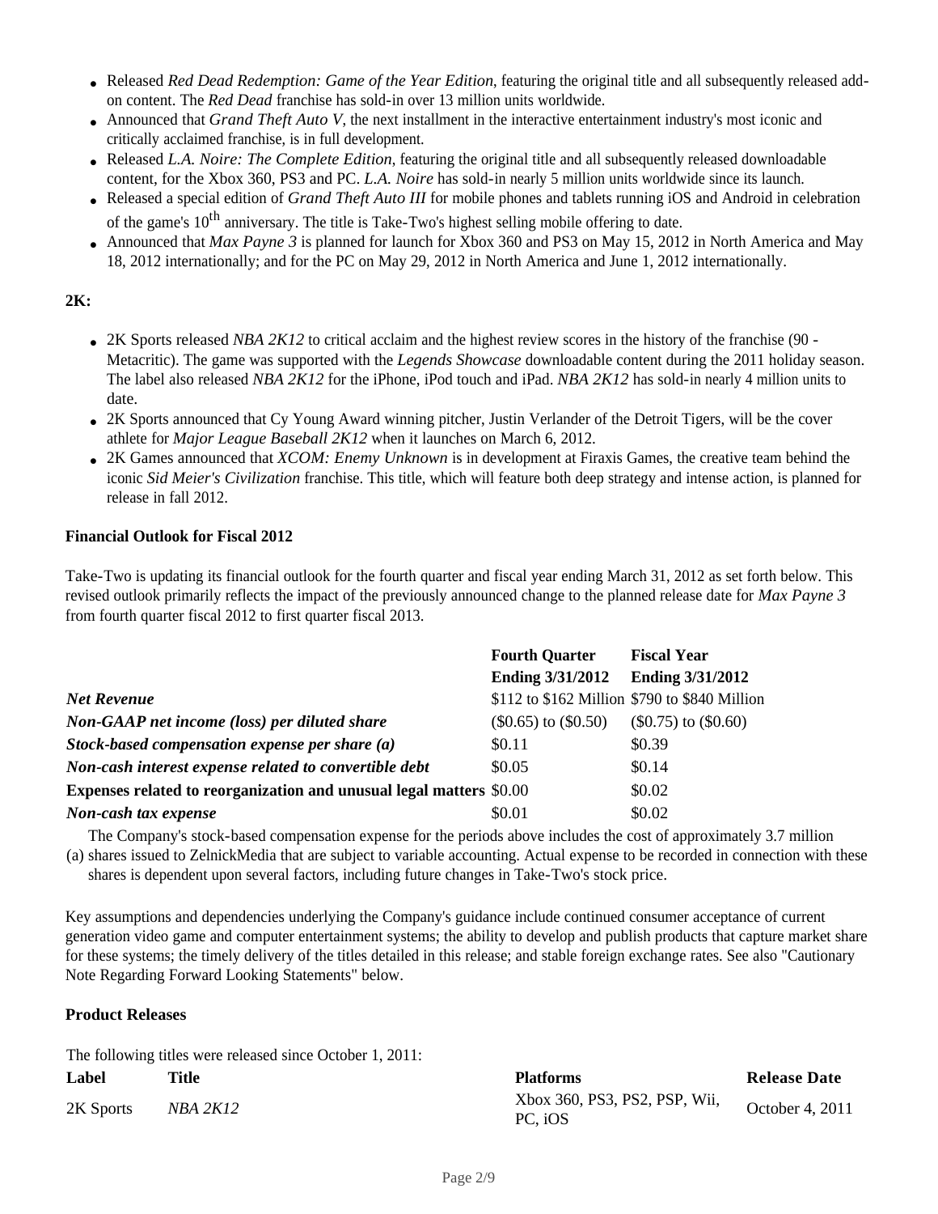- Released *Red Dead Redemption: Game of the Year Edition*, featuring the original title and all subsequently released add-on content. The *Red Dead* franchise has sold-in over 13 million units worldwide.
- Announced that *Grand Theft Auto V*, the next installment in the interactive entertainment industry's most iconic and critically acclaimed franchise, is in full development.
- Released *L.A. Noire: The Complete Edition*, featuring the original title and all subsequently released downloadable content, for the Xbox 360, PS3 and PC. *L.A. Noire* has sold-in nearly 5 million units worldwide since its launch.
- Released a special edition of *Grand Theft Auto III* for mobile phones and tablets running iOS and Android in celebration of the game's 10th anniversary. The title is Take-Two's highest selling mobile offering to date.
- Announced that *Max Payne 3* is planned for launch for Xbox 360 and PS3 on May 15, 2012 in North America and May 18, 2012 internationally; and for the PC on May 29, 2012 in North America and June 1, 2012 internationally.

**2K:**

- 2K Sports released *NBA 2K12* to critical acclaim and the highest review scores in the history of the franchise (90 - Metacritic). The game was supported with the *Legends Showcase* downloadable content during the 2011 holiday season. The label also released *NBA 2K12* for the iPhone, iPod touch and iPad. *NBA 2K12* has sold-in nearly 4 million units to date.
- 2K Sports announced that Cy Young Award winning pitcher, Justin Verlander of the Detroit Tigers, will be the cover athlete for *Major League Baseball 2K12* when it launches on March 6, 2012.
- 2K Games announced that *XCOM: Enemy Unknown* is in development at Firaxis Games, the creative team behind the iconic *Sid Meier's Civilization* franchise. This title, which will feature both deep strategy and intense action, is planned for release in fall 2012.

**Financial Outlook for Fiscal 2012**

Take-Two is updating its financial outlook for the fourth quarter and fiscal year ending March 31, 2012 as set forth below. This revised outlook primarily reflects the impact of the previously announced change to the planned release date for *Max Payne 3* from fourth quarter fiscal 2012 to first quarter fiscal 2013.

| | **Fourth Quarter Ending 3/31/2012** | **Fiscal Year Ending 3/31/2012** |
|---|---|---|
| ***Net Revenue*** | $112 to $162 Million | $790 to $840 Million |
| ***Non-GAAP net income (loss) per diluted share*** | ($0.65) to ($0.50) | ($0.75) to ($0.60) |
| ***Stock-based compensation expense per share (a)*** | $0.11 | $0.39 |
| ***Non-cash interest expense related to convertible debt*** | $0.05 | $0.14 |
| **Expenses related to reorganization and unusual legal matters** | $0.00 | $0.02 |
| ***Non-cash tax expense*** | $0.01 | $0.02 |

(a) The Company's stock-based compensation expense for the periods above includes the cost of approximately 3.7 million shares issued to ZelnickMedia that are subject to variable accounting. Actual expense to be recorded in connection with these shares is dependent upon several factors, including future changes in Take-Two's stock price.

Key assumptions and dependencies underlying the Company's guidance include continued consumer acceptance of current generation video game and computer entertainment systems; the ability to develop and publish products that capture market share for these systems; the timely delivery of the titles detailed in this release; and stable foreign exchange rates. See also "Cautionary Note Regarding Forward Looking Statements" below.

**Product Releases**

The following titles were released since October 1, 2011:

| **Label** | **Title** | **Platforms** | **Release Date** |
|---|---|---|---|
| 2K Sports | *NBA 2K12* | Xbox 360, PS3, PS2, PSP, Wii, PC, iOS | October 4, 2011 |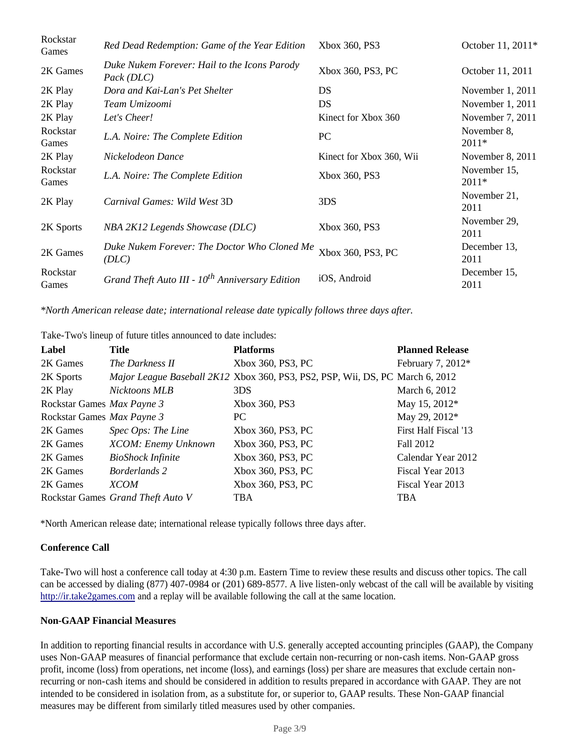| | | | |
|---|---|---|---|
| Rockstar Games | *Red Dead Redemption: Game of the Year Edition* | Xbox 360, PS3 | October 11, 2011* |
| 2K Games | *Duke Nukem Forever: Hail to the Icons Parody Pack (DLC)* | Xbox 360, PS3, PC | October 11, 2011 |
| 2K Play | *Dora and Kai-Lan's Pet Shelter* | DS | November 1, 2011 |
| 2K Play | *Team Umizoomi* | DS | November 1, 2011 |
| 2K Play | *Let's Cheer!* | Kinect for Xbox 360 | November 7, 2011 |
| Rockstar Games | *L.A. Noire: The Complete Edition* | PC | November 8, 2011* |
| 2K Play | *Nickelodeon Dance* | Kinect for Xbox 360, Wii | November 8, 2011 |
| Rockstar Games | *L.A. Noire: The Complete Edition* | Xbox 360, PS3 | November 15, 2011* |
| 2K Play | *Carnival Games: Wild West* 3D | 3DS | November 21, 2011 |
| 2K Sports | *NBA 2K12 Legends Showcase (DLC)* | Xbox 360, PS3 | November 29, 2011 |
| 2K Games | *Duke Nukem Forever: The Doctor Who Cloned Me (DLC)* | Xbox 360, PS3, PC | December 13, 2011 |
| Rockstar Games | *Grand Theft Auto III - 10th Anniversary Edition* | iOS, Android | December 15, 2011 |

*North American release date; international release date typically follows three days after.*

Take-Two's lineup of future titles announced to date includes:

| Label | Title | Platforms | Planned Release |
|---|---|---|---|
| 2K Games | *The Darkness II* | Xbox 360, PS3, PC | February 7, 2012* |
| 2K Sports | *Major League Baseball 2K12* | Xbox 360, PS3, PS2, PSP, Wii, DS, PC | March 6, 2012 |
| 2K Play | *Nicktoons MLB* | 3DS | March 6, 2012 |
| Rockstar Games | *Max Payne 3* | Xbox 360, PS3 | May 15, 2012* |
| Rockstar Games | *Max Payne 3* | PC | May 29, 2012* |
| 2K Games | *Spec Ops: The Line* | Xbox 360, PS3, PC | First Half Fiscal '13 |
| 2K Games | *XCOM: Enemy Unknown* | Xbox 360, PS3, PC | Fall 2012 |
| 2K Games | *BioShock Infinite* | Xbox 360, PS3, PC | Calendar Year 2012 |
| 2K Games | *Borderlands 2* | Xbox 360, PS3, PC | Fiscal Year 2013 |
| 2K Games | *XCOM* | Xbox 360, PS3, PC | Fiscal Year 2013 |
| Rockstar Games | *Grand Theft Auto V* | TBA | TBA |

*North American release date; international release typically follows three days after.

**Conference Call**

Take-Two will host a conference call today at 4:30 p.m. Eastern Time to review these results and discuss other topics. The call can be accessed by dialing (877) 407-0984 or (201) 689-8577. A live listen-only webcast of the call will be available by visiting http://ir.take2games.com and a replay will be available following the call at the same location.

**Non-GAAP Financial Measures**

In addition to reporting financial results in accordance with U.S. generally accepted accounting principles (GAAP), the Company uses Non-GAAP measures of financial performance that exclude certain non-recurring or non-cash items. Non-GAAP gross profit, income (loss) from operations, net income (loss), and earnings (loss) per share are measures that exclude certain non-recurring or non-cash items and should be considered in addition to results prepared in accordance with GAAP. They are not intended to be considered in isolation from, as a substitute for, or superior to, GAAP results. These Non-GAAP financial measures may be different from similarly titled measures used by other companies.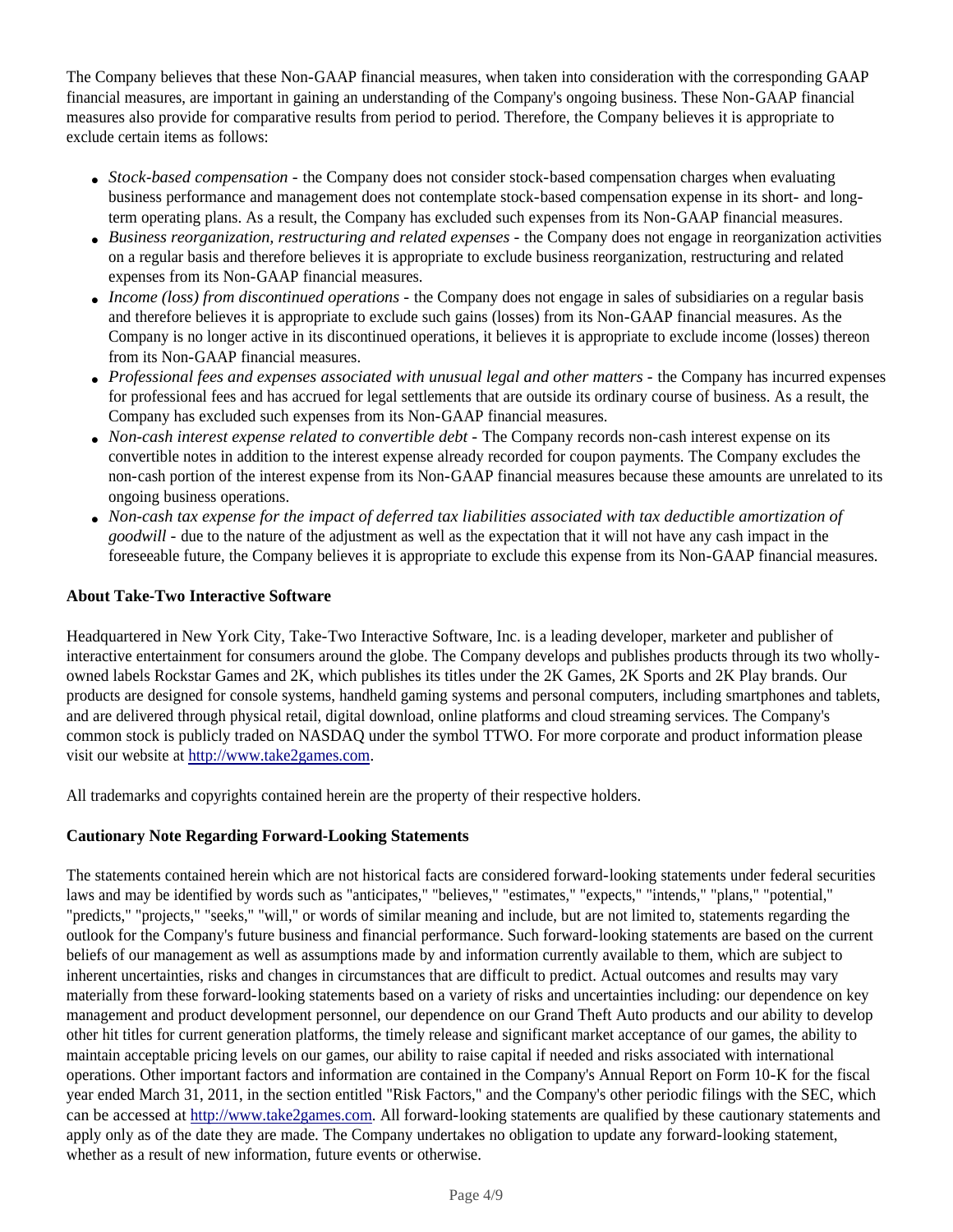The Company believes that these Non-GAAP financial measures, when taken into consideration with the corresponding GAAP financial measures, are important in gaining an understanding of the Company's ongoing business. These Non-GAAP financial measures also provide for comparative results from period to period. Therefore, the Company believes it is appropriate to exclude certain items as follows:

- *Stock-based compensation* - the Company does not consider stock-based compensation charges when evaluating business performance and management does not contemplate stock-based compensation expense in its short- and long-term operating plans. As a result, the Company has excluded such expenses from its Non-GAAP financial measures.
- *Business reorganization, restructuring and related expenses* - the Company does not engage in reorganization activities on a regular basis and therefore believes it is appropriate to exclude business reorganization, restructuring and related expenses from its Non-GAAP financial measures.
- *Income (loss) from discontinued operations* - the Company does not engage in sales of subsidiaries on a regular basis and therefore believes it is appropriate to exclude such gains (losses) from its Non-GAAP financial measures. As the Company is no longer active in its discontinued operations, it believes it is appropriate to exclude income (losses) thereon from its Non-GAAP financial measures.
- *Professional fees and expenses associated with unusual legal and other matters* - the Company has incurred expenses for professional fees and has accrued for legal settlements that are outside its ordinary course of business. As a result, the Company has excluded such expenses from its Non-GAAP financial measures.
- *Non-cash interest expense related to convertible debt* - The Company records non-cash interest expense on its convertible notes in addition to the interest expense already recorded for coupon payments. The Company excludes the non-cash portion of the interest expense from its Non-GAAP financial measures because these amounts are unrelated to its ongoing business operations.
- *Non-cash tax expense for the impact of deferred tax liabilities associated with tax deductible amortization of goodwill* - due to the nature of the adjustment as well as the expectation that it will not have any cash impact in the foreseeable future, the Company believes it is appropriate to exclude this expense from its Non-GAAP financial measures.

**About Take-Two Interactive Software**

Headquartered in New York City, Take-Two Interactive Software, Inc. is a leading developer, marketer and publisher of interactive entertainment for consumers around the globe. The Company develops and publishes products through its two wholly-owned labels Rockstar Games and 2K, which publishes its titles under the 2K Games, 2K Sports and 2K Play brands. Our products are designed for console systems, handheld gaming systems and personal computers, including smartphones and tablets, and are delivered through physical retail, digital download, online platforms and cloud streaming services. The Company's common stock is publicly traded on NASDAQ under the symbol TTWO. For more corporate and product information please visit our website at http://www.take2games.com.

All trademarks and copyrights contained herein are the property of their respective holders.

**Cautionary Note Regarding Forward-Looking Statements**

The statements contained herein which are not historical facts are considered forward-looking statements under federal securities laws and may be identified by words such as "anticipates," "believes," "estimates," "expects," "intends," "plans," "potential," "predicts," "projects," "seeks," "will," or words of similar meaning and include, but are not limited to, statements regarding the outlook for the Company's future business and financial performance. Such forward-looking statements are based on the current beliefs of our management as well as assumptions made by and information currently available to them, which are subject to inherent uncertainties, risks and changes in circumstances that are difficult to predict. Actual outcomes and results may vary materially from these forward-looking statements based on a variety of risks and uncertainties including: our dependence on key management and product development personnel, our dependence on our Grand Theft Auto products and our ability to develop other hit titles for current generation platforms, the timely release and significant market acceptance of our games, the ability to maintain acceptable pricing levels on our games, our ability to raise capital if needed and risks associated with international operations. Other important factors and information are contained in the Company's Annual Report on Form 10-K for the fiscal year ended March 31, 2011, in the section entitled "Risk Factors," and the Company's other periodic filings with the SEC, which can be accessed at http://www.take2games.com. All forward-looking statements are qualified by these cautionary statements and apply only as of the date they are made. The Company undertakes no obligation to update any forward-looking statement, whether as a result of new information, future events or otherwise.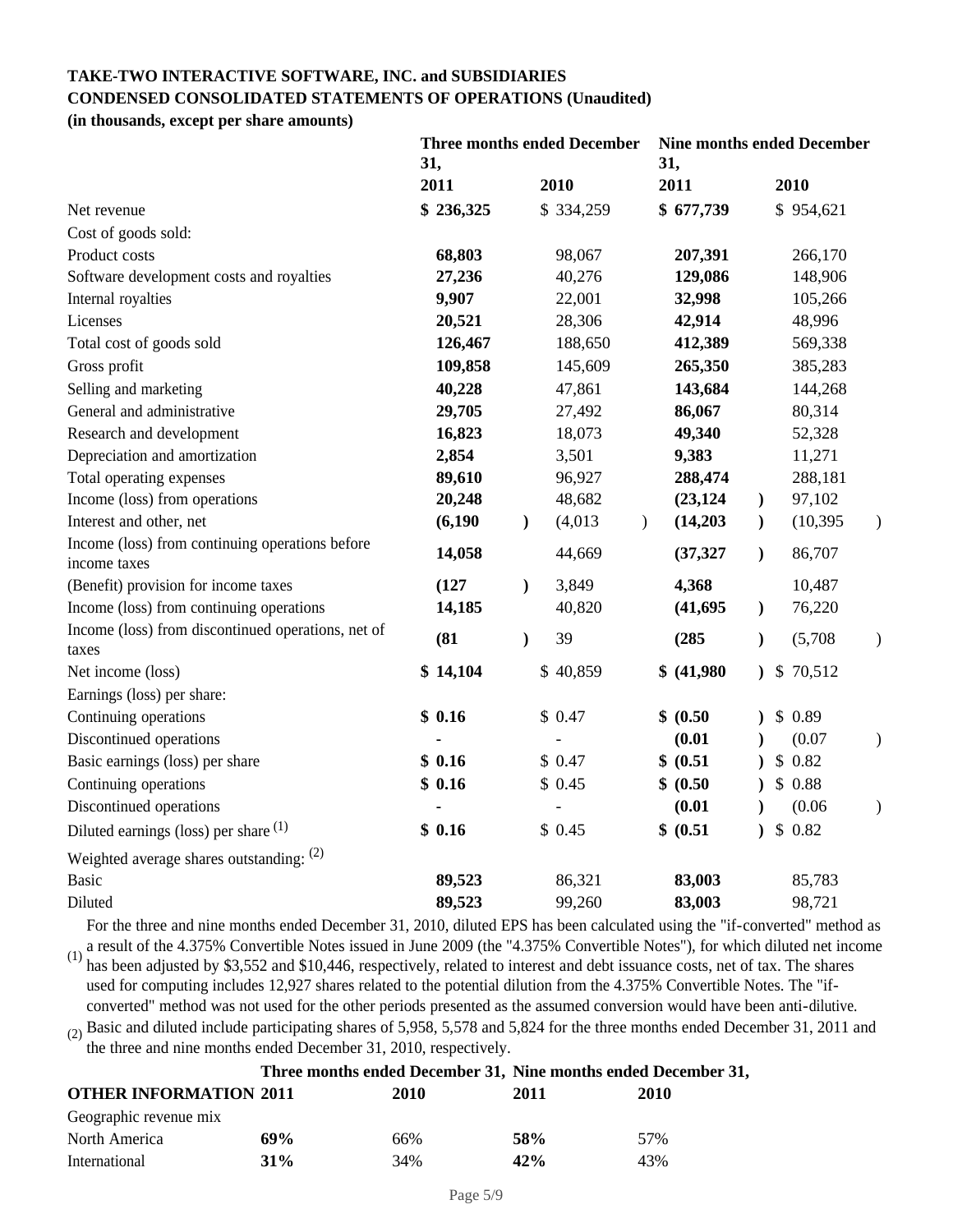**TAKE-TWO INTERACTIVE SOFTWARE, INC. and SUBSIDIARIES**
**CONDENSED CONSOLIDATED STATEMENTS OF OPERATIONS (Unaudited)**
**(in thousands, except per share amounts)**

| | **Three months ended December 31,** | | **Nine months ended December 31,** | |
|---|---|---|---|---|
| | **2011** | **2010** | **2011** | **2010** |
| Net revenue | **$ 236,325** | $ 334,259 | **$ 677,739** | $ 954,621 |
| Cost of goods sold: | | | | |
| Product costs | **68,803** | 98,067 | **207,391** | 266,170 |
| Software development costs and royalties | **27,236** | 40,276 | **129,086** | 148,906 |
| Internal royalties | **9,907** | 22,001 | **32,998** | 105,266 |
| Licenses | **20,521** | 28,306 | **42,914** | 48,996 |
| Total cost of goods sold | **126,467** | 188,650 | **412,389** | 569,338 |
| Gross profit | **109,858** | 145,609 | **265,350** | 385,283 |
| Selling and marketing | **40,228** | 47,861 | **143,684** | 144,268 |
| General and administrative | **29,705** | 27,492 | **86,067** | 80,314 |
| Research and development | **16,823** | 18,073 | **49,340** | 52,328 |
| Depreciation and amortization | **2,854** | 3,501 | **9,383** | 11,271 |
| Total operating expenses | **89,610** | 96,927 | **288,474** | 288,181 |
| Income (loss) from operations | **20,248** | 48,682 | **(23,124)** | 97,102 |
| Interest and other, net | **(6,190)** | (4,013) | **(14,203)** | (10,395) |
| Income (loss) from continuing operations before income taxes | **14,058** | 44,669 | **(37,327)** | 86,707 |
| (Benefit) provision for income taxes | **(127)** | 3,849 | **4,368** | 10,487 |
| Income (loss) from continuing operations | **14,185** | 40,820 | **(41,695)** | 76,220 |
| Income (loss) from discontinued operations, net of taxes | **(81)** | 39 | **(285)** | (5,708) |
| Net income (loss) | **$ 14,104** | $ 40,859 | **$ (41,980)** | $ 70,512 |
| Earnings (loss) per share: | | | | |
| Continuing operations | **$ 0.16** | $ 0.47 | **$ (0.50)** | $ 0.89 |
| Discontinued operations | **-** | - | **(0.01)** | (0.07) |
| Basic earnings (loss) per share | **$ 0.16** | $ 0.47 | **$ (0.51)** | $ 0.82 |
| Continuing operations | **$ 0.16** | $ 0.45 | **$ (0.50)** | $ 0.88 |
| Discontinued operations | **-** | - | **(0.01)** | (0.06) |
| Diluted earnings (loss) per share [(1)] | **$ 0.16** | $ 0.45 | **$ (0.51)** | $ 0.82 |
| Weighted average shares outstanding: [(2)] | | | | |
| Basic | **89,523** | 86,321 | **83,003** | 85,783 |
| Diluted | **89,523** | 99,260 | **83,003** | 98,721 |

(1) For the three and nine months ended December 31, 2010, diluted EPS has been calculated using the "if-converted" method as a result of the 4.375% Convertible Notes issued in June 2009 (the "4.375% Convertible Notes"), for which diluted net income has been adjusted by $3,552 and $10,446, respectively, related to interest and debt issuance costs, net of tax. The shares used for computing includes 12,927 shares related to the potential dilution from the 4.375% Convertible Notes. The "if-converted" method was not used for the other periods presented as the assumed conversion would have been anti-dilutive.

(2) Basic and diluted include participating shares of 5,958, 5,578 and 5,824 for the three months ended December 31, 2011 and the three and nine months ended December 31, 2010, respectively.

| | **Three months ended December 31,** | | **Nine months ended December 31,** | |
|---|---|---|---|---|
| **OTHER INFORMATION** | **2011** | **2010** | **2011** | **2010** |
| Geographic revenue mix | | | | |
| North America | **69%** | 66% | **58%** | 57% |
| International | **31%** | 34% | **42%** | 43% |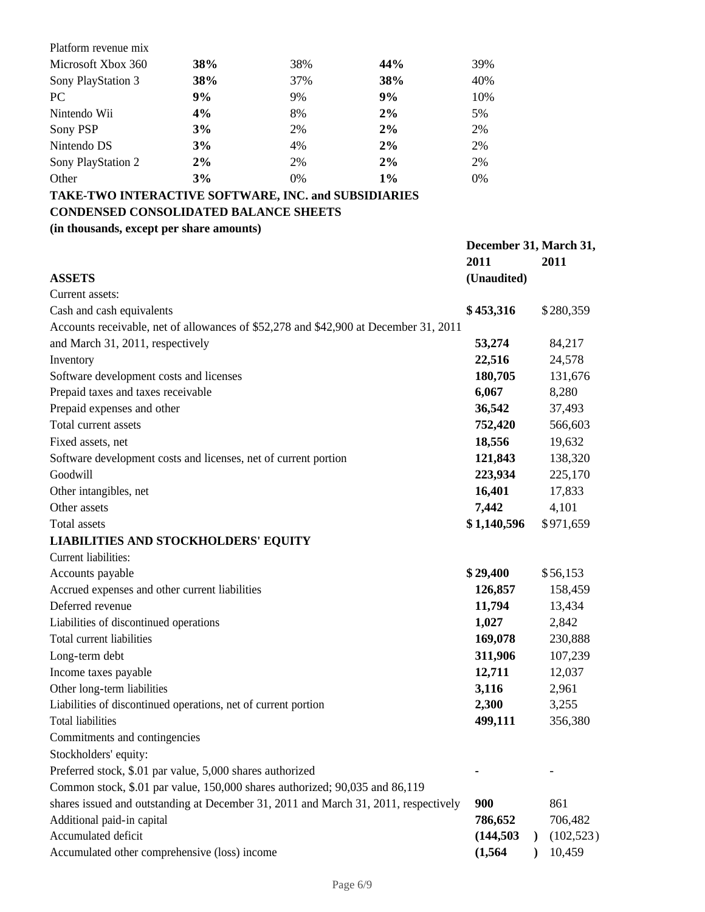| Platform revenue mix | | | | |
|---|---|---|---|---|
| Microsoft Xbox 360 | **38%** | 38% | **44%** | 39% |
| Sony PlayStation 3 | **38%** | 37% | **38%** | 40% |
| PC | **9%** | 9% | **9%** | 10% |
| Nintendo Wii | **4%** | 8% | **2%** | 5% |
| Sony PSP | **3%** | 2% | **2%** | 2% |
| Nintendo DS | **3%** | 4% | **2%** | 2% |
| Sony PlayStation 2 | **2%** | 2% | **2%** | 2% |
| Other | **3%** | 0% | **1%** | 0% |

**TAKE-TWO INTERACTIVE SOFTWARE, INC. and SUBSIDIARIES**
**CONDENSED CONSOLIDATED BALANCE SHEETS**
**(in thousands, except per share amounts)**

| | **December 31, 2011** | **March 31, 2011** |
|---|---|---|
| **ASSETS** | **(Unaudited)** | |
| Current assets: | | |
| Cash and cash equivalents | **$ 453,316** | $ 280,359 |
| Accounts receivable, net of allowances of $52,278 and $42,900 at December 31, 2011 and March 31, 2011, respectively | **53,274** | 84,217 |
| Inventory | **22,516** | 24,578 |
| Software development costs and licenses | **180,705** | 131,676 |
| Prepaid taxes and taxes receivable | **6,067** | 8,280 |
| Prepaid expenses and other | **36,542** | 37,493 |
| Total current assets | **752,420** | 566,603 |
| Fixed assets, net | **18,556** | 19,632 |
| Software development costs and licenses, net of current portion | **121,843** | 138,320 |
| Goodwill | **223,934** | 225,170 |
| Other intangibles, net | **16,401** | 17,833 |
| Other assets | **7,442** | 4,101 |
| Total assets | **$ 1,140,596** | $ 971,659 |
| **LIABILITIES AND STOCKHOLDERS' EQUITY** | | |
| Current liabilities: | | |
| Accounts payable | **$ 29,400** | $ 56,153 |
| Accrued expenses and other current liabilities | **126,857** | 158,459 |
| Deferred revenue | **11,794** | 13,434 |
| Liabilities of discontinued operations | **1,027** | 2,842 |
| Total current liabilities | **169,078** | 230,888 |
| Long-term debt | **311,906** | 107,239 |
| Income taxes payable | **12,711** | 12,037 |
| Other long-term liabilities | **3,116** | 2,961 |
| Liabilities of discontinued operations, net of current portion | **2,300** | 3,255 |
| Total liabilities | **499,111** | 356,380 |
| Commitments and contingencies | | |
| Stockholders' equity: | | |
| Preferred stock, $.01 par value, 5,000 shares authorized | **-** | - |
| Common stock, $.01 par value, 150,000 shares authorized; 90,035 and 86,119 shares issued and outstanding at December 31, 2011 and March 31, 2011, respectively | **900** | 861 |
| Additional paid-in capital | **786,652** | 706,482 |
| Accumulated deficit | **(144,503)** | (102,523) |
| Accumulated other comprehensive (loss) income | **(1,564)** | 10,459 |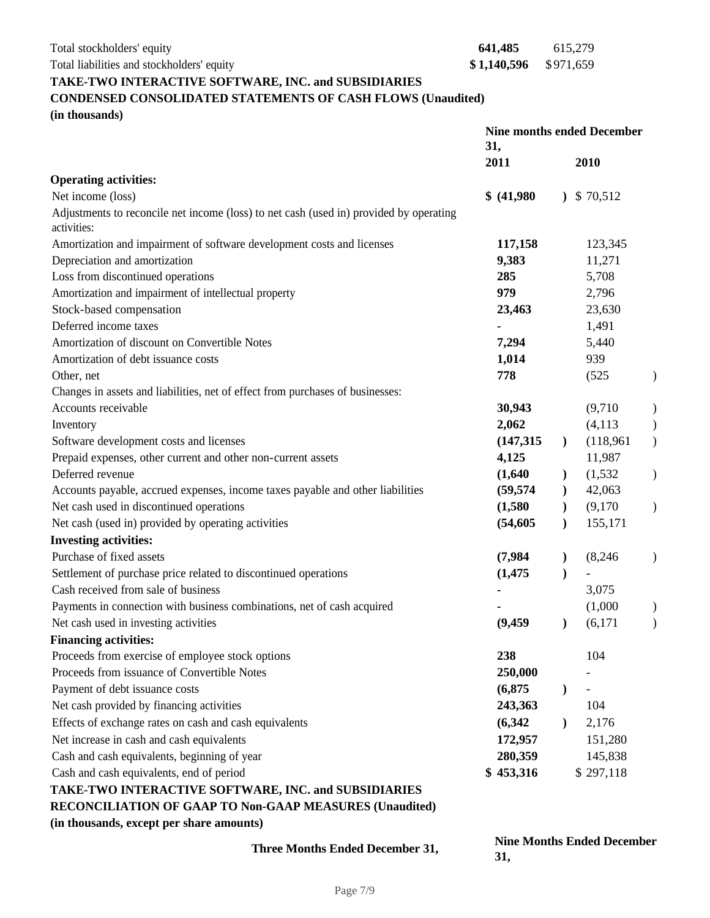| | | |
|---|---|---|
| Total stockholders' equity | **641,485** | 615,279 |
| Total liabilities and stockholders' equity | **$ 1,140,596** | $ 971,659 |

**TAKE-TWO INTERACTIVE SOFTWARE, INC. and SUBSIDIARIES**
**CONDENSED CONSOLIDATED STATEMENTS OF CASH FLOWS (Unaudited)**
**(in thousands)**

| | Nine months ended December 31, | |
|---|---|---|
| | **2011** | **2010** |
| **Operating activities:** | | |
| Net income (loss) | **$ (41,980)** | $ 70,512 |
| Adjustments to reconcile net income (loss) to net cash (used in) provided by operating activities: | | |
| Amortization and impairment of software development costs and licenses | **117,158** | 123,345 |
| Depreciation and amortization | **9,383** | 11,271 |
| Loss from discontinued operations | **285** | 5,708 |
| Amortization and impairment of intellectual property | **979** | 2,796 |
| Stock-based compensation | **23,463** | 23,630 |
| Deferred income taxes | **-** | 1,491 |
| Amortization of discount on Convertible Notes | **7,294** | 5,440 |
| Amortization of debt issuance costs | **1,014** | 939 |
| Other, net | **778** | (525) |
| Changes in assets and liabilities, net of effect from purchases of businesses: | | |
| Accounts receivable | **30,943** | (9,710) |
| Inventory | **2,062** | (4,113) |
| Software development costs and licenses | **(147,315)** | (118,961) |
| Prepaid expenses, other current and other non-current assets | **4,125** | 11,987 |
| Deferred revenue | **(1,640)** | (1,532) |
| Accounts payable, accrued expenses, income taxes payable and other liabilities | **(59,574)** | 42,063 |
| Net cash used in discontinued operations | **(1,580)** | (9,170) |
| Net cash (used in) provided by operating activities | **(54,605)** | 155,171 |
| **Investing activities:** | | |
| Purchase of fixed assets | **(7,984)** | (8,246) |
| Settlement of purchase price related to discontinued operations | **(1,475)** | - |
| Cash received from sale of business | **-** | 3,075 |
| Payments in connection with business combinations, net of cash acquired | **-** | (1,000) |
| Net cash used in investing activities | **(9,459)** | (6,171) |
| **Financing activities:** | | |
| Proceeds from exercise of employee stock options | **238** | 104 |
| Proceeds from issuance of Convertible Notes | **250,000** | - |
| Payment of debt issuance costs | **(6,875)** | - |
| Net cash provided by financing activities | **243,363** | 104 |
| Effects of exchange rates on cash and cash equivalents | **(6,342)** | 2,176 |
| Net increase in cash and cash equivalents | **172,957** | 151,280 |
| Cash and cash equivalents, beginning of year | **280,359** | 145,838 |
| Cash and cash equivalents, end of period | **$ 453,316** | $ 297,118 |

**TAKE-TWO INTERACTIVE SOFTWARE, INC. and SUBSIDIARIES**
**RECONCILIATION OF GAAP TO Non-GAAP MEASURES (Unaudited)**
**(in thousands, except per share amounts)**

| | **Three Months Ended December 31,** | **Nine Months Ended December 31,** |
|---|---|---|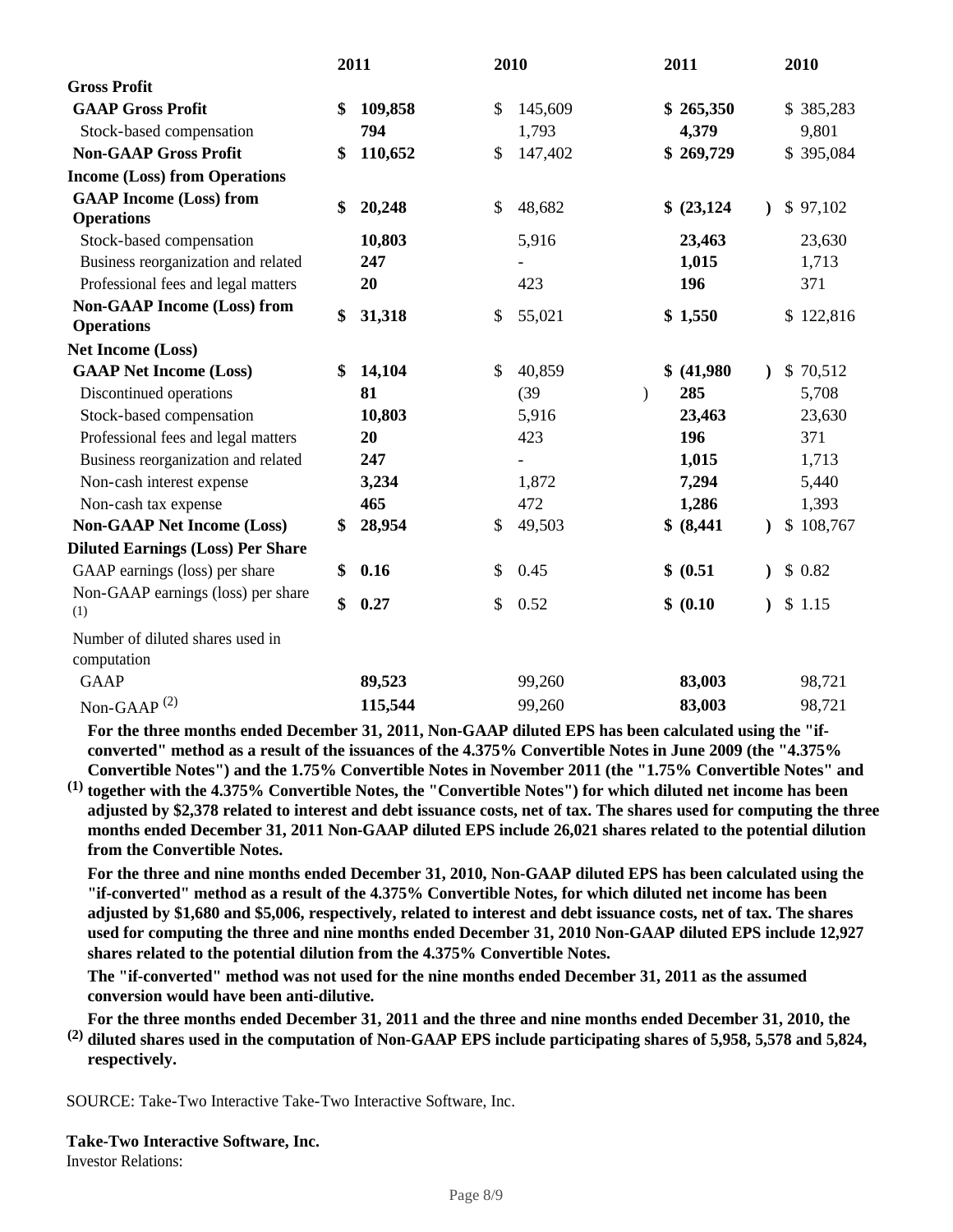| | 2011 | 2010 | 2011 | 2010 |
|---|---|---|---|---|
| **Gross Profit** | | | | |
| **GAAP Gross Profit** | **$ 109,858** | $ 145,609 | **$ 265,350** | $ 385,283 |
| Stock-based compensation | **794** | 1,793 | **4,379** | 9,801 |
| **Non-GAAP Gross Profit** | **$ 110,652** | $ 147,402 | **$ 269,729** | $ 395,084 |
| **Income (Loss) from Operations** | | | | |
| **GAAP Income (Loss) from Operations** | **$ 20,248** | $ 48,682 | **$ (23,124)** | $ 97,102 |
| Stock-based compensation | **10,803** | 5,916 | **23,463** | 23,630 |
| Business reorganization and related | **247** | - | **1,015** | 1,713 |
| Professional fees and legal matters | **20** | 423 | **196** | 371 |
| **Non-GAAP Income (Loss) from Operations** | **$ 31,318** | $ 55,021 | **$ 1,550** | $ 122,816 |
| **Net Income (Loss)** | | | | |
| **GAAP Net Income (Loss)** | **$ 14,104** | $ 40,859 | **$ (41,980)** | $ 70,512 |
| Discontinued operations | **81** | (39) | **285** | 5,708 |
| Stock-based compensation | **10,803** | 5,916 | **23,463** | 23,630 |
| Professional fees and legal matters | **20** | 423 | **196** | 371 |
| Business reorganization and related | **247** | - | **1,015** | 1,713 |
| Non-cash interest expense | **3,234** | 1,872 | **7,294** | 5,440 |
| Non-cash tax expense | **465** | 472 | **1,286** | 1,393 |
| **Non-GAAP Net Income (Loss)** | **$ 28,954** | $ 49,503 | **$ (8,441)** | $ 108,767 |
| **Diluted Earnings (Loss) Per Share** | | | | |
| GAAP earnings (loss) per share | **$ 0.16** | $ 0.45 | **$ (0.51)** | $ 0.82 |
| Non-GAAP earnings (loss) per share (1) | **$ 0.27** | $ 0.52 | **$ (0.10)** | $ 1.15 |
| Number of diluted shares used in computation | | | | |
| GAAP | **89,523** | 99,260 | **83,003** | 98,721 |
| Non-GAAP (2) | **115,544** | 99,260 | **83,003** | 98,721 |

(1) **For the three months ended December 31, 2011, Non-GAAP diluted EPS has been calculated using the "if-converted" method as a result of the issuances of the 4.375% Convertible Notes in June 2009 (the "4.375% Convertible Notes") and the 1.75% Convertible Notes in November 2011 (the "1.75% Convertible Notes" and together with the 4.375% Convertible Notes, the "Convertible Notes") for which diluted net income has been adjusted by $2,378 related to interest and debt issuance costs, net of tax. The shares used for computing the three months ended December 31, 2011 Non-GAAP diluted EPS include 26,021 shares related to the potential dilution from the Convertible Notes.**

**For the three and nine months ended December 31, 2010, Non-GAAP diluted EPS has been calculated using the "if-converted" method as a result of the 4.375% Convertible Notes, for which diluted net income has been adjusted by $1,680 and $5,006, respectively, related to interest and debt issuance costs, net of tax. The shares used for computing the three and nine months ended December 31, 2010 Non-GAAP diluted EPS include 12,927 shares related to the potential dilution from the 4.375% Convertible Notes.**

**The "if-converted" method was not used for the nine months ended December 31, 2011 as the assumed conversion would have been anti-dilutive.**

(2) **For the three months ended December 31, 2011 and the three and nine months ended December 31, 2010, the diluted shares used in the computation of Non-GAAP EPS include participating shares of 5,958, 5,578 and 5,824, respectively.**

SOURCE: Take-Two Interactive Take-Two Interactive Software, Inc.

**Take-Two Interactive Software, Inc.**
Investor Relations: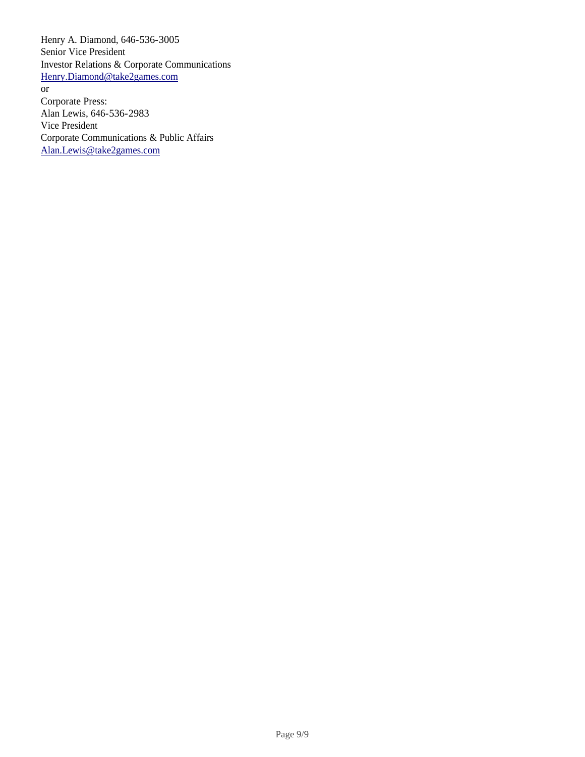Henry A. Diamond, 646-536-3005
Senior Vice President
Investor Relations & Corporate Communications
Henry.Diamond@take2games.com
or
Corporate Press:
Alan Lewis, 646-536-2983
Vice President
Corporate Communications & Public Affairs
Alan.Lewis@take2games.com